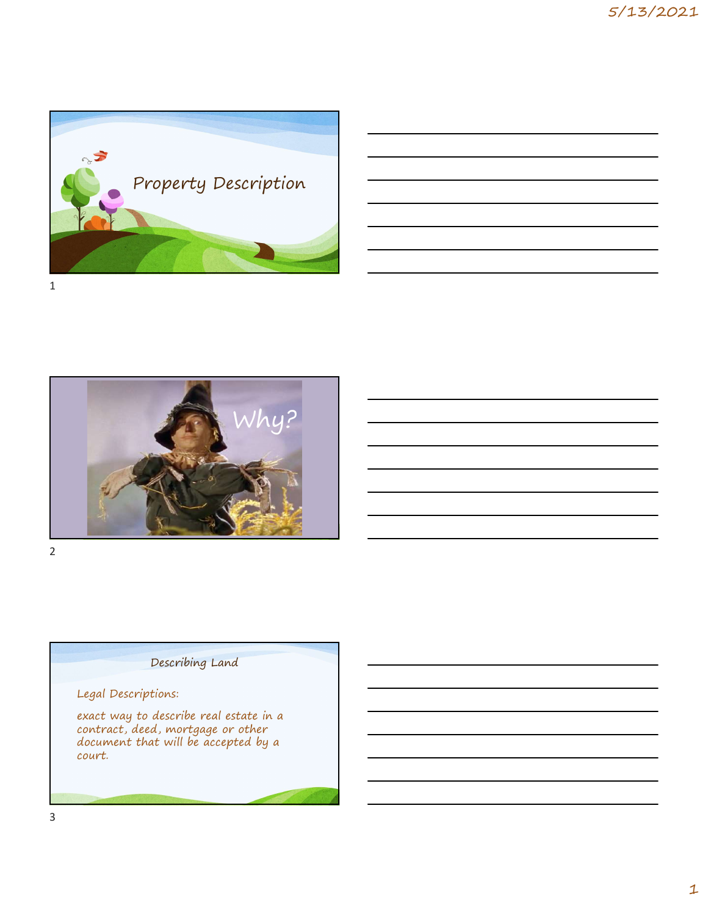# Property Description

Why?

## Describing Land

Legal Descriptions:

exact way to describe real estate in a contract, deed, mortgage or other document that will be accepted by a court.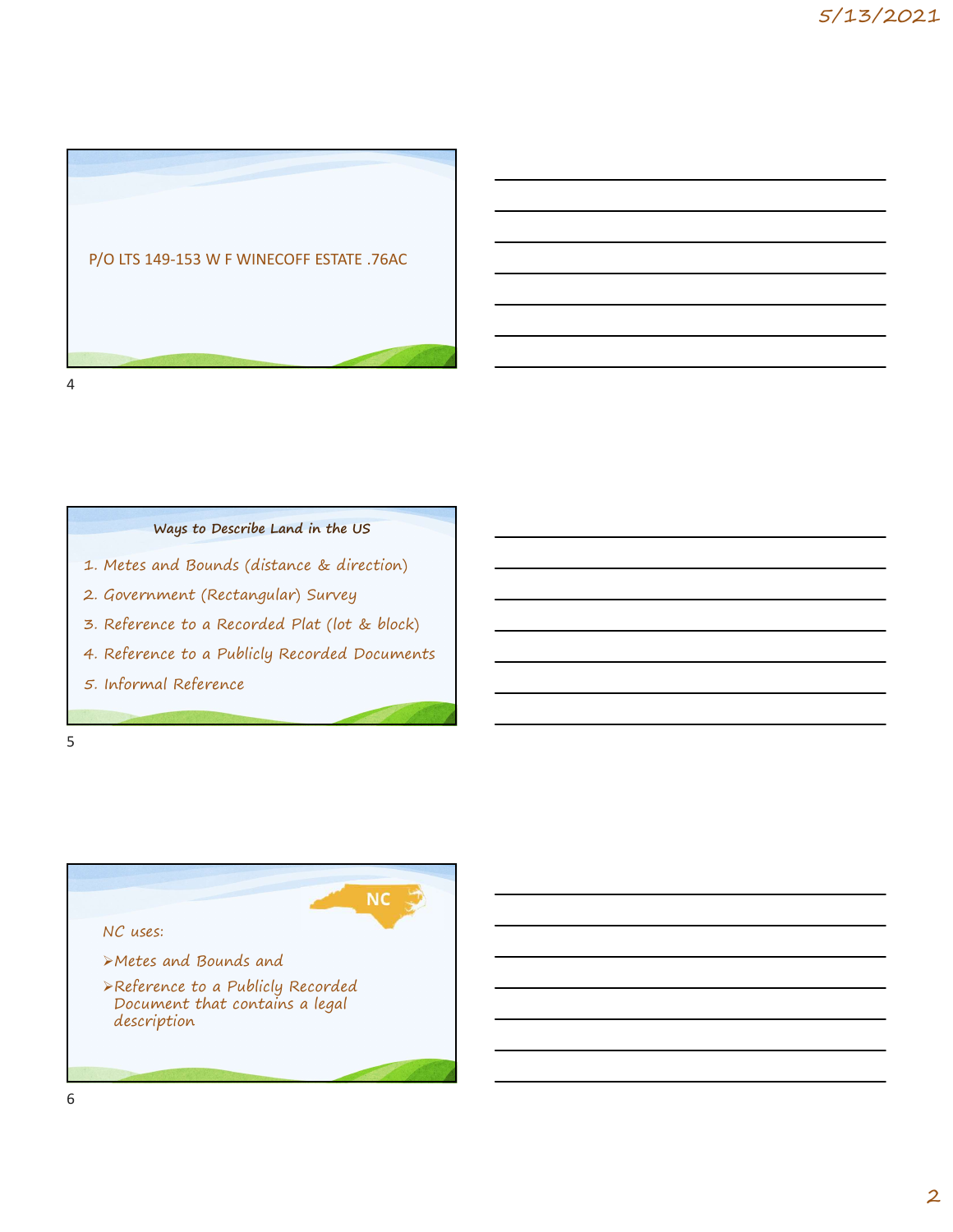P/O LTS 149-153 W F WINECOFF ESTATE .76AC

### Ways to Describe Land in the US

1. Metes and Bounds (distance & direction)
2. Government (Rectangular) Survey
3. Reference to a Recorded Plat (lot & block)
4. Reference to a Publicly Recorded Documents
5. Informal Reference

NC

NC uses:

- Metes and Bounds and
- Reference to a Publicly Recorded Document that contains a legal description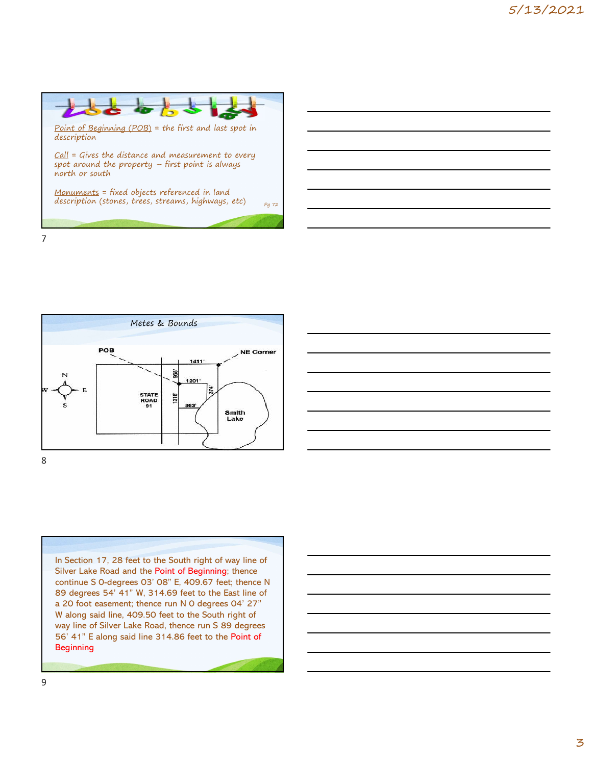## Vocabulary

Point of Beginning (POB) = the first and last spot in description

Call = Gives the distance and measurement to every spot around the property – first point is always north or south

Monuments = fixed objects referenced in land description (stones, trees, streams, highways, etc)

Pg 72

## Metes & Bounds

POB

NE Corner

1411'

958'

1201'

374'

1316'

863'

STATE ROAD 91

Smith Lake

N

W E

S

In Section 17, 28 feet to the South right of way line of Silver Lake Road and the Point of Beginning; thence continue S 0-degrees 03' 08" E, 409.67 feet; thence N 89 degrees 54' 41" W, 314.69 feet to the East line of a 20 foot easement; thence run N 0 degrees 04' 27" W along said line, 409.50 feet to the South right of way line of Silver Lake Road, thence run S 89 degrees 56' 41" E along said line 314.86 feet to the Point of Beginning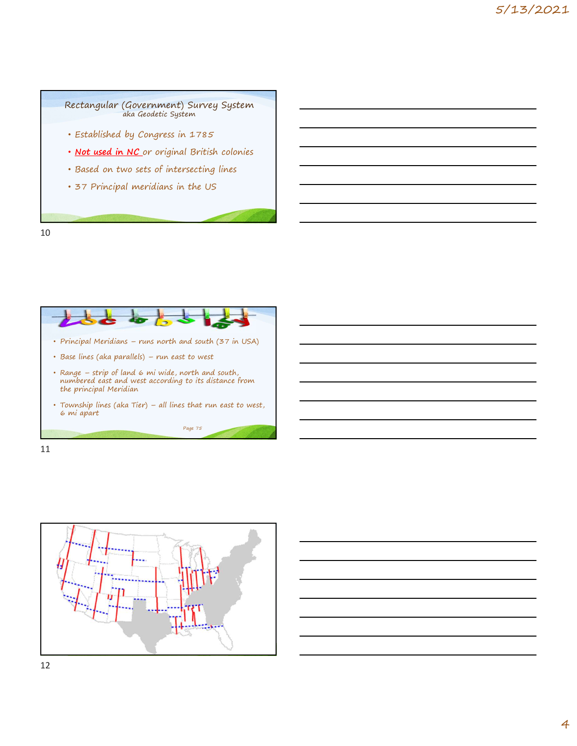## Rectangular (Government) Survey System

aka Geodetic System

- Established by Congress in 1785
- **Not used in NC** or original British colonies
- Based on two sets of intersecting lines
- 37 Principal meridians in the US

## Vocabulary

- Principal Meridians – runs north and south (37 in USA)
- Base lines (aka parallels) – run east to west
- Range – strip of land 6 mi wide, north and south, numbered east and west according to its distance from the principal Meridian
- Township lines (aka Tier) – all lines that run east to west, 6 mi apart

Page 75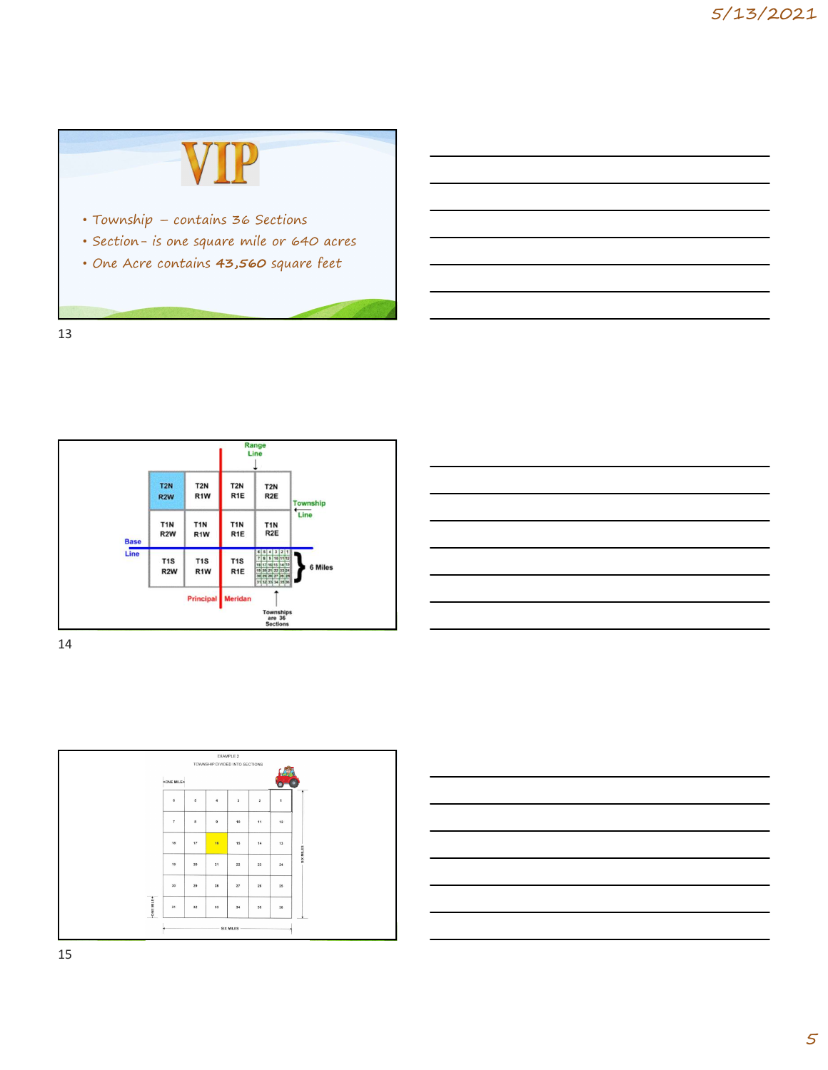# VIP

- Township – contains 36 Sections
- Section – is one square mile or 640 acres
- One Acre contains 43,560 square feet

| T2N R2W | T2N R1W | T2N R1E | T2N R2E |
|---|---|---|---|
| T1N R2W | T1N R1W | T1N R1E | T1N R2E |
| T1S R2W | T1S R1W | T1S R1E | |

Range Line

Township Line

Base Line

Principal Meridan

6 Miles

Townships are 36 Sections

EXAMPLE 2

TOWNSHIP DIVIDED INTO SECTIONS

ONE MILE

| 6 | 5 | 4 | 3 | 2 | 1 |
|---|---|---|---|---|---|
| 7 | 8 | 9 | 10 | 11 | 12 |
| 18 | 17 | 16 | 15 | 14 | 13 |
| 19 | 20 | 21 | 22 | 23 | 24 |
| 30 | 29 | 28 | 27 | 26 | 25 |
| 31 | 32 | 33 | 34 | 35 | 36 |

SIX MILES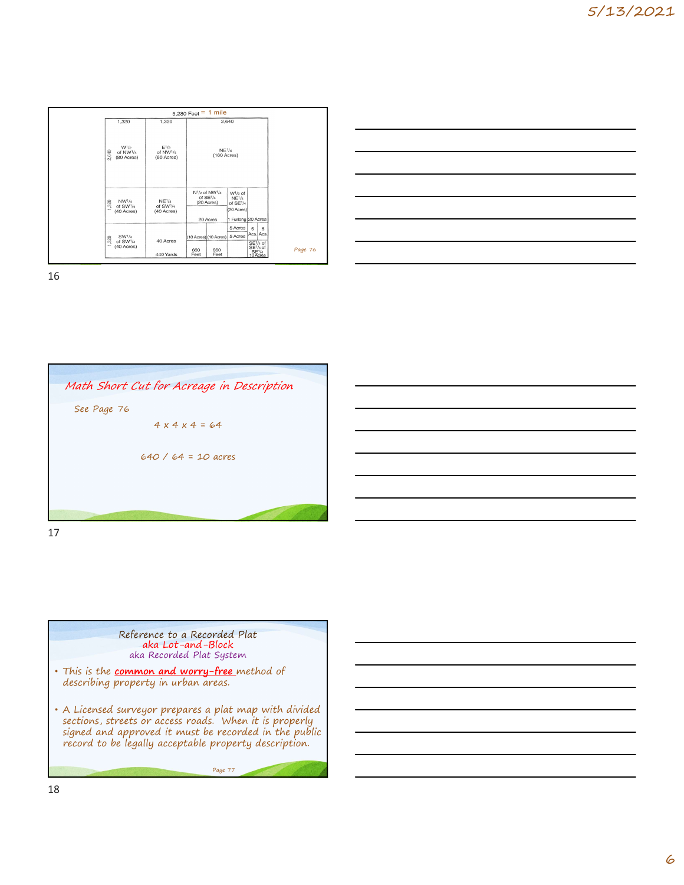5,280 Feet = 1 mile

| 1,320 | 1,320 | 2,640 | | | |
|---|---|---|---|---|---|
| $W^{1}/_{2}$ of $NW^{1}/_{4}$ (80 Acres) | $E^{1}/_{2}$ of $NW^{1}/_{4}$ (80 Acres) | $NE^{1}/_{4}$ (160 Acres) | | | |
| $NW^{1}/_{4}$ of $SW^{1}/_{4}$ (40 Acres) | $NE^{1}/_{4}$ of $SW^{1}/_{4}$ (40 Acres) | $N^{1}/_{2}$ of $NW^{1}/_{4}$ of $SE^{1}/_{4}$ (20 Acres) / 20 Acres | $W^{1}/_{2}$ of $NE^{1}/_{4}$ of $SE^{1}/_{4}$ (20 Acres) / 1 Furlong | 20 Acres | |
| $SW^{1}/_{4}$ of $SW^{1}/_{4}$ (40 Acres) | 40 Acres / 440 Yards | (10 Acres) (10 Acres) / 660 Feet 660 Feet | 5 Acres / 5 Acres | 5 Acs. | 5 Acs. / $SE^{1}/_{4}$ of $SE^{1}/_{4}$ of $SE^{1}/_{4}$ 10 Acres |

Page 76

## Math Short Cut for Acreage in Description

See Page 76

4 x 4 x 4 = 64

640 / 64 = 10 acres

## Reference to a Recorded Plat
### aka Lot-and-Block
### aka Recorded Plat System

- This is the **common and worry-free** method of describing property in urban areas.
- A Licensed surveyor prepares a plat map with divided sections, streets or access roads. When it is properly signed and approved it must be recorded in the public record to be legally acceptable property description.

Page 77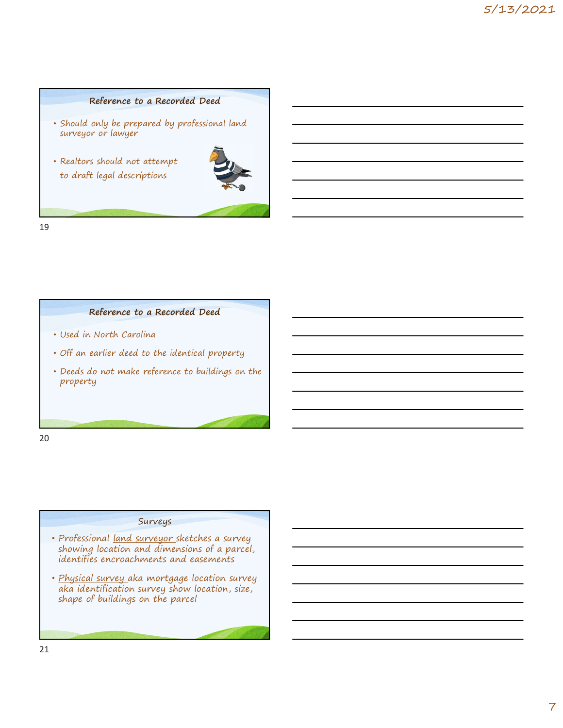## Reference to a Recorded Deed

- Should only be prepared by professional land surveyor or lawyer
- Realtors should not attempt to draft legal descriptions

## Reference to a Recorded Deed

- Used in North Carolina
- Off an earlier deed to the identical property
- Deeds do not make reference to buildings on the property

## Surveys

- Professional land surveyor sketches a survey showing location and dimensions of a parcel, identifies encroachments and easements
- Physical survey aka mortgage location survey aka identification survey show location, size, shape of buildings on the parcel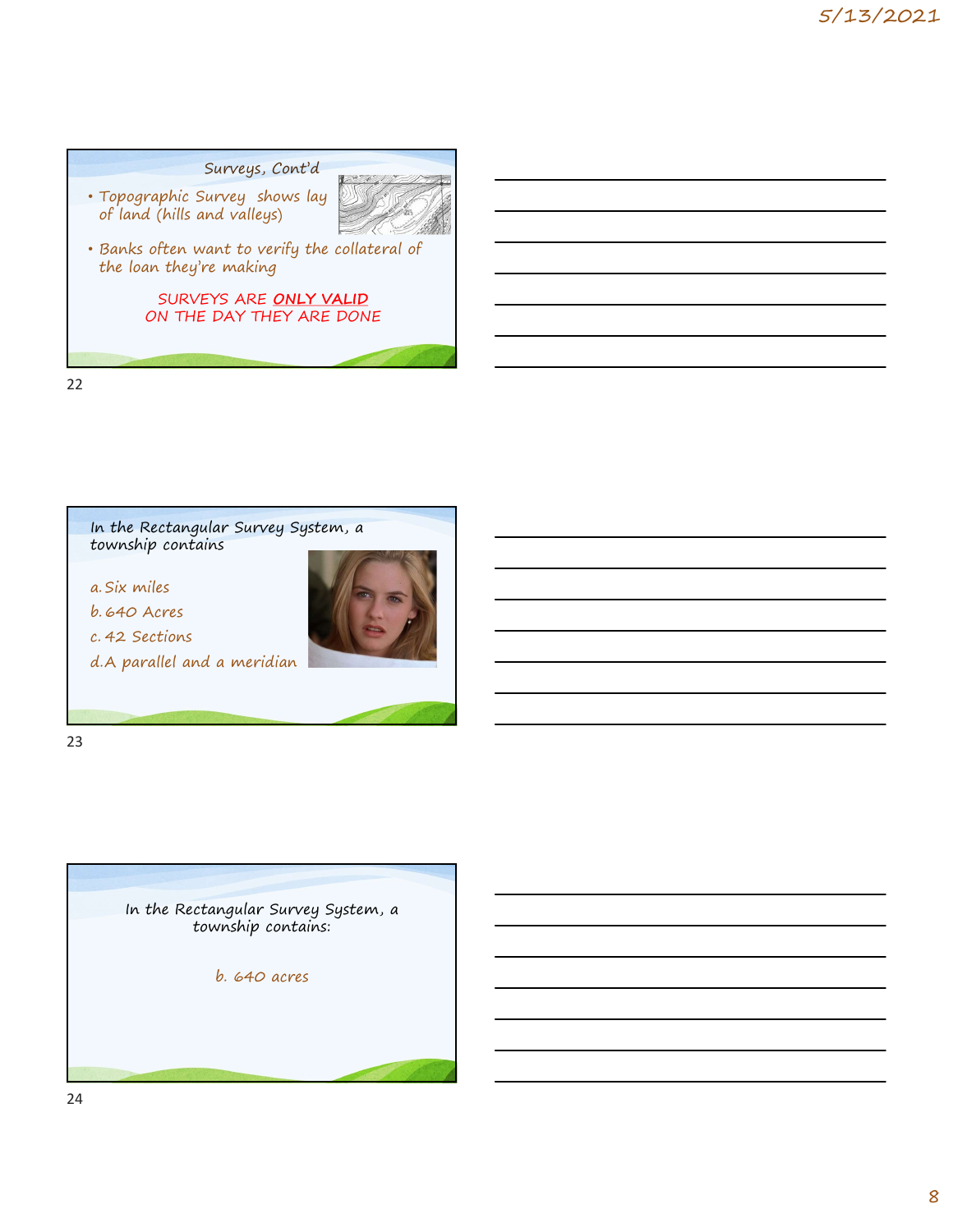## Surveys, Cont'd

- Topographic Survey shows lay of land (hills and valleys)
- Banks often want to verify the collateral of the loan they're making

SURVEYS ARE **ONLY VALID** ON THE DAY THEY ARE DONE

---

In the Rectangular Survey System, a township contains

a. Six miles

b. 640 Acres

c. 42 Sections

d. A parallel and a meridian

---

In the Rectangular Survey System, a township contains:

b. 640 acres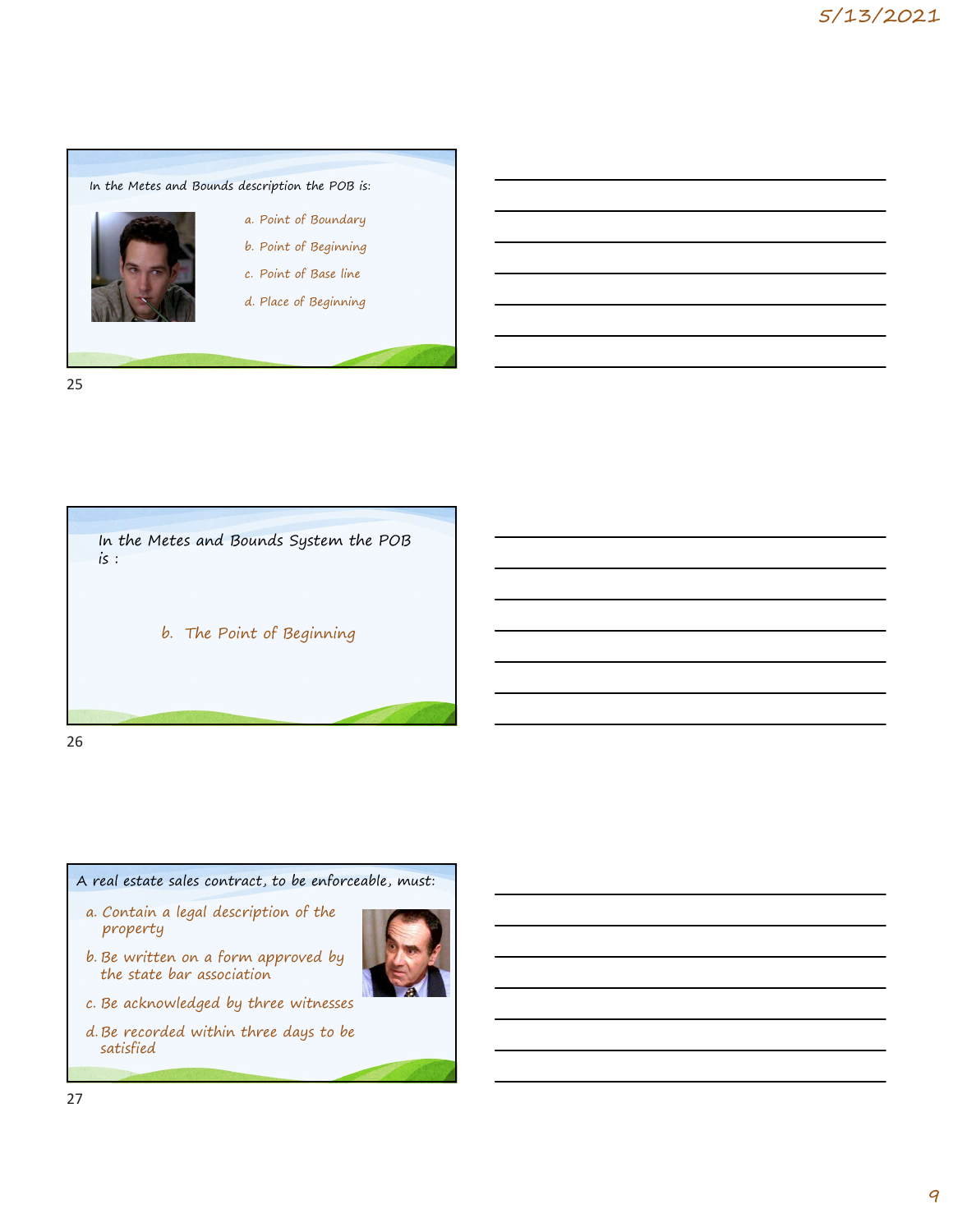In the Metes and Bounds description the POB is:

a. Point of Boundary

b. Point of Beginning

c. Point of Base line

d. Place of Beginning

In the Metes and Bounds System the POB is :

b. The Point of Beginning

A real estate sales contract, to be enforceable, must:

a. Contain a legal description of the property

b. Be written on a form approved by the state bar association

c. Be acknowledged by three witnesses

d. Be recorded within three days to be satisfied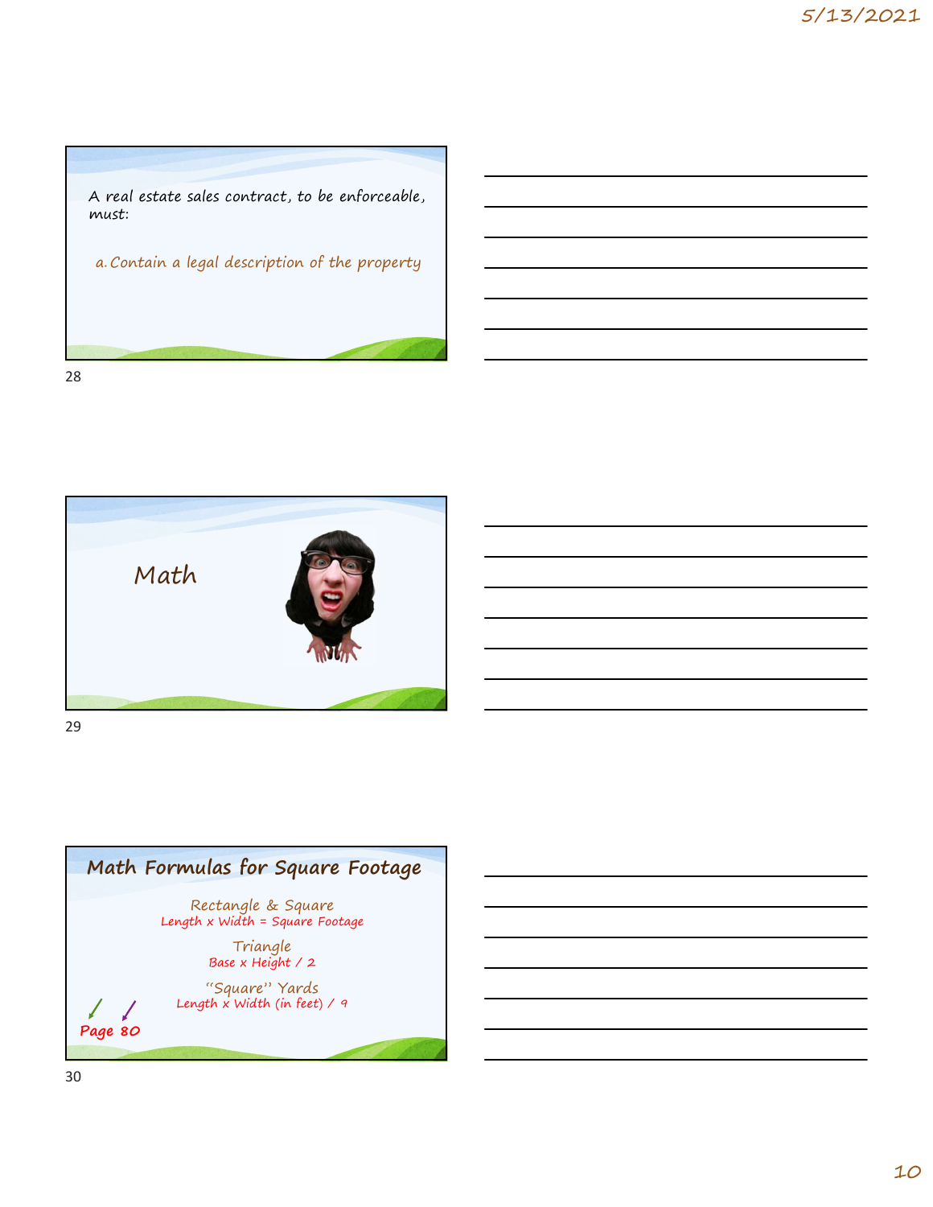A real estate sales contract, to be enforceable, must:

a. Contain a legal description of the property

# Math

## Math Formulas for Square Footage

Rectangle & Square
Length x Width = Square Footage

Triangle
Base x Height / 2

"Square" Yards
Length x Width (in feet) / 9

**Page 80**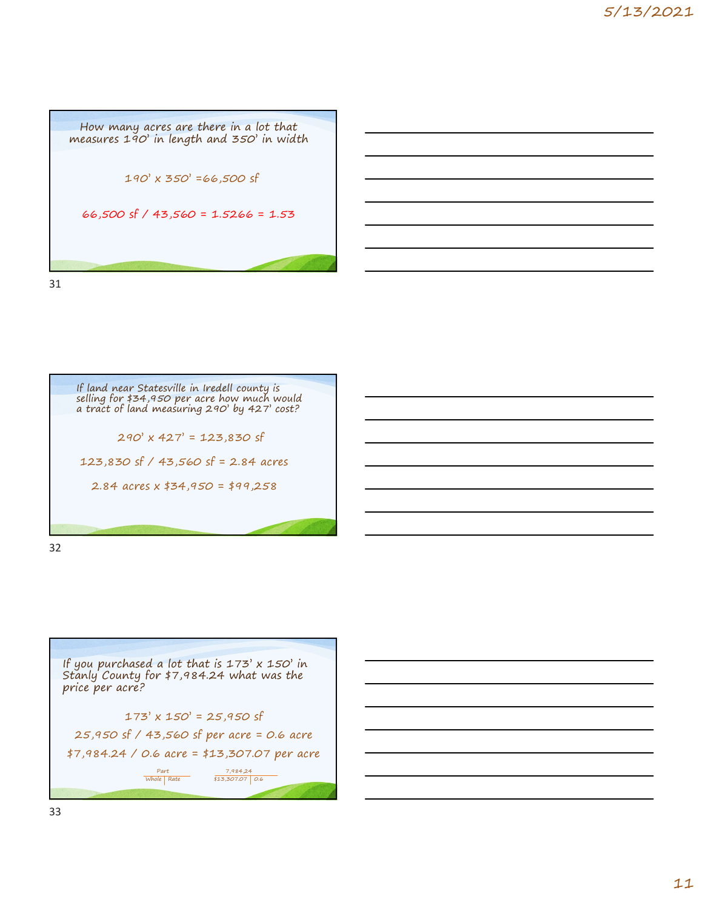How many acres are there in a lot that measures 190' in length and 350' in width

190' x 350' =66,500 sf

66,500 sf / 43,560 = 1.5266 = 1.53

If land near Statesville in Iredell county is selling for $34,950 per acre how much would a tract of land measuring 290' by 427' cost?

290' x 427' = 123,830 sf

123,830 sf / 43,560 sf = 2.84 acres

2.84 acres x $34,950 = $99,258

If you purchased a lot that is 173' x 150' in Stanly County for $7,984.24 what was the price per acre?

173' x 150' = 25,950 sf

25,950 sf / 43,560 sf per acre = 0.6 acre

$7,984.24 / 0.6 acre = $13,307.07 per acre

Part / Whole | Rate

7,984.24 / $13,307.07 | 0.6